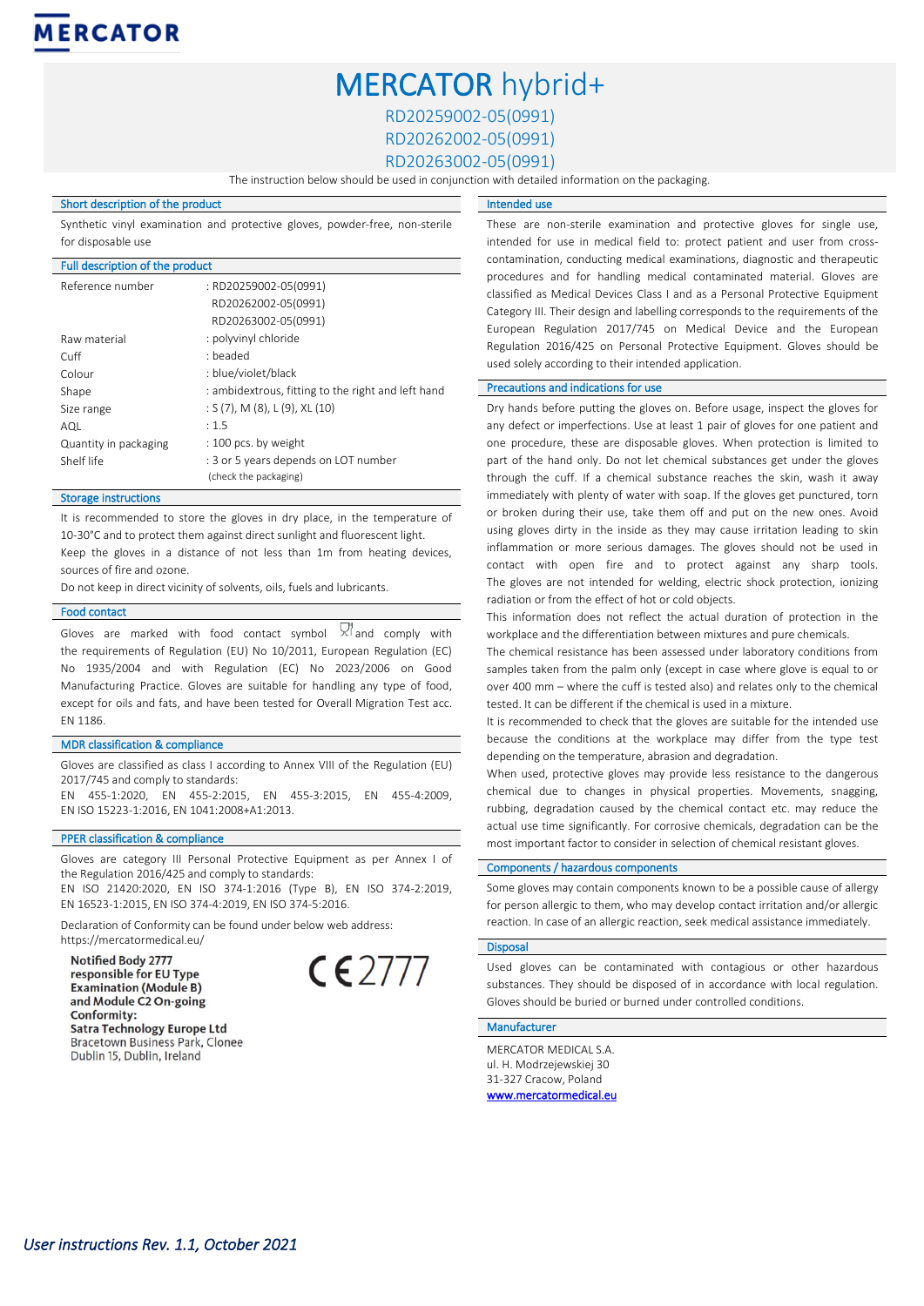MERCATOR

# MERCATOR hybrid+

RD20259002-05(0991)
RD20262002-05(0991)
RD20263002-05(0991)

The instruction below should be used in conjunction with detailed information on the packaging.

## Short description of the product

Synthetic vinyl examination and protective gloves, powder-free, non-sterile for disposable use

## Full description of the product

| | |
|---|---|
| Reference number | : RD20259002-05(0991) RD20262002-05(0991) RD20263002-05(0991) |
| Raw material | : polyvinyl chloride |
| Cuff | : beaded |
| Colour | : blue/violet/black |
| Shape | : ambidextrous, fitting to the right and left hand |
| Size range | : S (7), M (8), L (9), XL (10) |
| AQL | : 1.5 |
| Quantity in packaging | : 100 pcs. by weight |
| Shelf life | : 3 or 5 years depends on LOT number (check the packaging) |

## Storage instructions

It is recommended to store the gloves in dry place, in the temperature of 10-30°C and to protect them against direct sunlight and fluorescent light.
Keep the gloves in a distance of not less than 1m from heating devices, sources of fire and ozone.
Do not keep in direct vicinity of solvents, oils, fuels and lubricants.

## Food contact

Gloves are marked with food contact symbol and comply with the requirements of Regulation (EU) No 10/2011, European Regulation (EC) No 1935/2004 and with Regulation (EC) No 2023/2006 on Good Manufacturing Practice. Gloves are suitable for handling any type of food, except for oils and fats, and have been tested for Overall Migration Test acc. EN 1186.

## MDR classification & compliance

Gloves are classified as class I according to Annex VIII of the Regulation (EU) 2017/745 and comply to standards:
EN 455-1:2020, EN 455-2:2015, EN 455-3:2015, EN 455-4:2009, EN ISO 15223-1:2016, EN 1041:2008+A1:2013.

## PPER classification & compliance

Gloves are category III Personal Protective Equipment as per Annex I of the Regulation 2016/425 and comply to standards:
EN ISO 21420:2020, EN ISO 374-1:2016 (Type B), EN ISO 374-2:2019, EN 16523-1:2015, EN ISO 374-4:2019, EN ISO 374-5:2016.

Declaration of Conformity can be found under below web address:
https://mercatormedical.eu/

**Notified Body 2777 responsible for EU Type Examination (Module B) and Module C2 On-going Conformity:**
**Satra Technology Europe Ltd**
Bracetown Business Park, Clonee
Dublin 15, Dublin, Ireland

CE 2777

## Intended use

These are non-sterile examination and protective gloves for single use, intended for use in medical field to: protect patient and user from cross-contamination, conducting medical examinations, diagnostic and therapeutic procedures and for handling medical contaminated material. Gloves are classified as Medical Devices Class I and as a Personal Protective Equipment Category III. Their design and labelling corresponds to the requirements of the European Regulation 2017/745 on Medical Device and the European Regulation 2016/425 on Personal Protective Equipment. Gloves should be used solely according to their intended application.

## Precautions and indications for use

Dry hands before putting the gloves on. Before usage, inspect the gloves for any defect or imperfections. Use at least 1 pair of gloves for one patient and one procedure, these are disposable gloves. When protection is limited to part of the hand only. Do not let chemical substances get under the gloves through the cuff. If a chemical substance reaches the skin, wash it away immediately with plenty of water with soap. If the gloves get punctured, torn or broken during their use, take them off and put on the new ones. Avoid using gloves dirty in the inside as they may cause irritation leading to skin inflammation or more serious damages. The gloves should not be used in contact with open fire and to protect against any sharp tools. The gloves are not intended for welding, electric shock protection, ionizing radiation or from the effect of hot or cold objects.
This information does not reflect the actual duration of protection in the workplace and the differentiation between mixtures and pure chemicals.
The chemical resistance has been assessed under laboratory conditions from samples taken from the palm only (except in case where glove is equal to or over 400 mm – where the cuff is tested also) and relates only to the chemical tested. It can be different if the chemical is used in a mixture.
It is recommended to check that the gloves are suitable for the intended use because the conditions at the workplace may differ from the type test depending on the temperature, abrasion and degradation.
When used, protective gloves may provide less resistance to the dangerous chemical due to changes in physical properties. Movements, snagging, rubbing, degradation caused by the chemical contact etc. may reduce the actual use time significantly. For corrosive chemicals, degradation can be the most important factor to consider in selection of chemical resistant gloves.

## Components / hazardous components

Some gloves may contain components known to be a possible cause of allergy for person allergic to them, who may develop contact irritation and/or allergic reaction. In case of an allergic reaction, seek medical assistance immediately.

## Disposal

Used gloves can be contaminated with contagious or other hazardous substances. They should be disposed of in accordance with local regulation. Gloves should be buried or burned under controlled conditions.

## Manufacturer

MERCATOR MEDICAL S.A.
ul. H. Modrzejewskiej 30
31-327 Cracow, Poland
www.mercatormedical.eu

*User instructions Rev. 1.1, October 2021*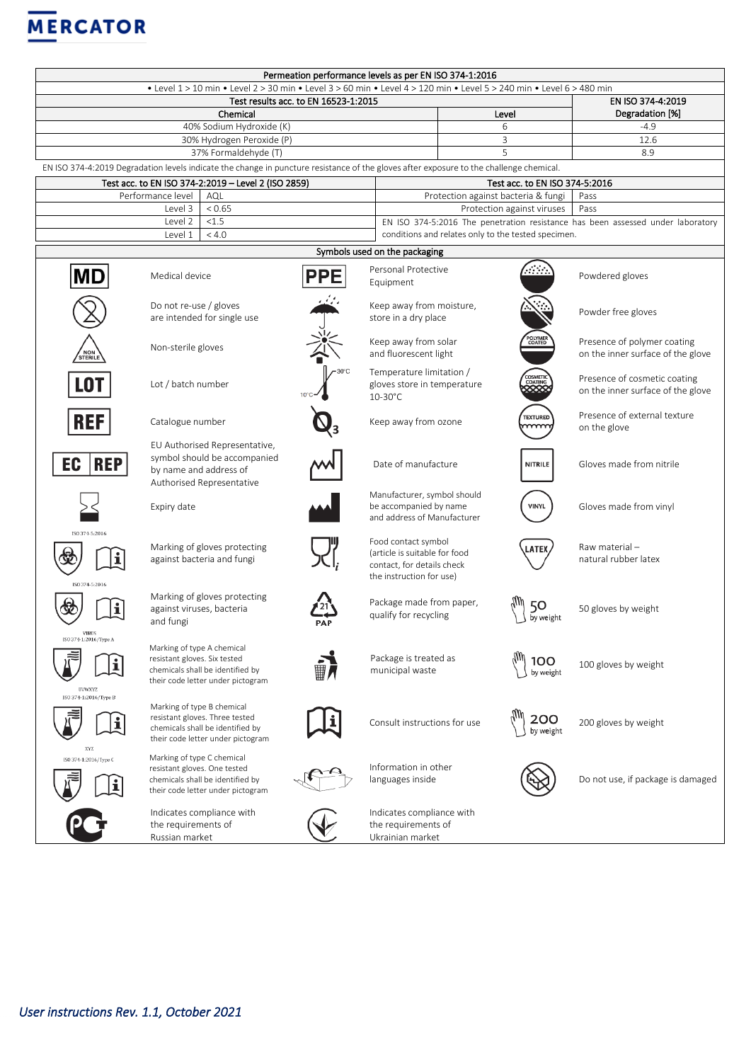MERCATOR

| Permeation performance levels as per EN ISO 374-1:2016 | | |
|---|---|---|
| • Level 1 > 10 min • Level 2 > 30 min • Level 3 > 60 min • Level 4 > 120 min • Level 5 > 240 min • Level 6 > 480 min | | |
| Test results acc. to EN 16523-1:2015 | | EN ISO 374-4:2019 |
| Chemical | Level | Degradation [%] |
| 40% Sodium Hydroxide (K) | 6 | -4.9 |
| 30% Hydrogen Peroxide (P) | 3 | 12.6 |
| 37% Formaldehyde (T) | 5 | 8.9 |

EN ISO 374-4:2019 Degradation levels indicate the change in puncture resistance of the gloves after exposure to the challenge chemical.

| Test acc. to EN ISO 374-2:2019 – Level 2 (ISO 2859) | |
|---|---|
| Performance level | AQL |
| Level 3 | < 0.65 |
| Level 2 | <1.5 |
| Level 1 | < 4.0 |

| Test acc. to EN ISO 374-5:2016 | |
|---|---|
| Protection against bacteria & fungi | Pass |
| Protection against viruses | Pass |

EN ISO 374-5:2016 The penetration resistance has been assessed under laboratory conditions and relates only to the tested specimen.

## Symbols used on the packaging

| Symbol | Meaning | Symbol | Meaning | Symbol | Meaning |
|---|---|---|---|---|---|
| MD | Medical device | PPE | Personal Protective Equipment | | Powdered gloves |
| | Do not re-use / gloves are intended for single use | | Keep away from moisture, store in a dry place | | Powder free gloves |
| NON STERILE | Non-sterile gloves | | Keep away from solar and fluorescent light | POLYMER COATED | Presence of polymer coating on the inner surface of the glove |
| LOT | Lot / batch number | 10°C – 30°C | Temperature limitation / gloves store in temperature 10-30°C | COSMETIC COATING | Presence of cosmetic coating on the inner surface of the glove |
| REF | Catalogue number | $O_3$ | Keep away from ozone | TEXTURED | Presence of external texture on the glove |
| EC REP | EU Authorised Representative, symbol should be accompanied by name and address of Authorised Representative | | Date of manufacture | NITRILE | Gloves made from nitrile |
| | Expiry date | | Manufacturer, symbol should be accompanied by name and address of Manufacturer | VINYL | Gloves made from vinyl |
| ISO 374-5:2016 | Marking of gloves protecting against bacteria and fungi | | Food contact symbol (article is suitable for food contact, for details check the instruction for use) | LATEX | Raw material – natural rubber latex |
| ISO 374-5:2016 VIRUS | Marking of gloves protecting against viruses, bacteria and fungi | 21 PAP | Package made from paper, qualify for recycling | 50 by weight | 50 gloves by weight |
| UVWXYZ ISO 374-1:2016/Type A | Marking of type A chemical resistant gloves. Six tested chemicals shall be identified by their code letter under pictogram | | Package is treated as municipal waste | 100 by weight | 100 gloves by weight |
| XYZ ISO 374-1:2016/Type B | Marking of type B chemical resistant gloves. Three tested chemicals shall be identified by their code letter under pictogram | | Consult instructions for use | 200 by weight | 200 gloves by weight |
| ISO 374-1:2016/Type C | Marking of type C chemical resistant gloves. One tested chemicals shall be identified by their code letter under pictogram | | Information in other languages inside | | Do not use, if package is damaged |
| PCT | Indicates compliance with the requirements of Russian market | | Indicates compliance with the requirements of Ukrainian market | | |

*User instructions Rev. 1.1, October 2021*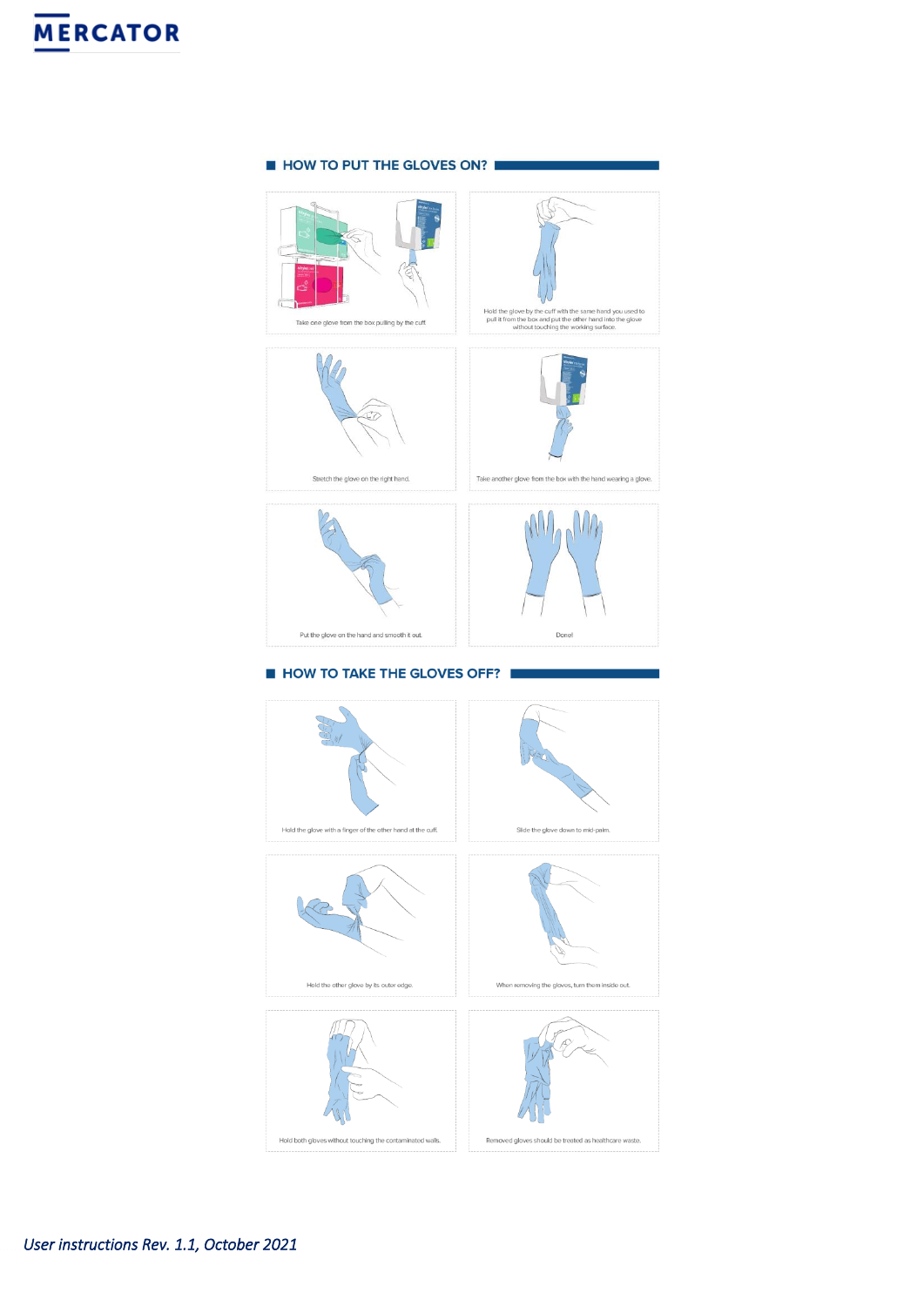## HOW TO PUT THE GLOVES ON?

Take one glove from the box pulling by the cuff.

Hold the glove by the cuff with the same hand you used to pull it from the box and put the other hand into the glove without touching the working surface.

Stretch the glove on the right hand.

Take another glove from the box with the hand wearing a glove.

Put the glove on the hand and smooth it out.

Done!

## HOW TO TAKE THE GLOVES OFF?

Hold the glove with a finger of the other hand at the cuff.

Slide the glove down to mid-palm.

Hold the other glove by its outer edge.

When removing the gloves, turn them inside out.

Hold both gloves without touching the contaminated walls.

Removed gloves should be treated as healthcare waste.

*User instructions Rev. 1.1, October 2021*